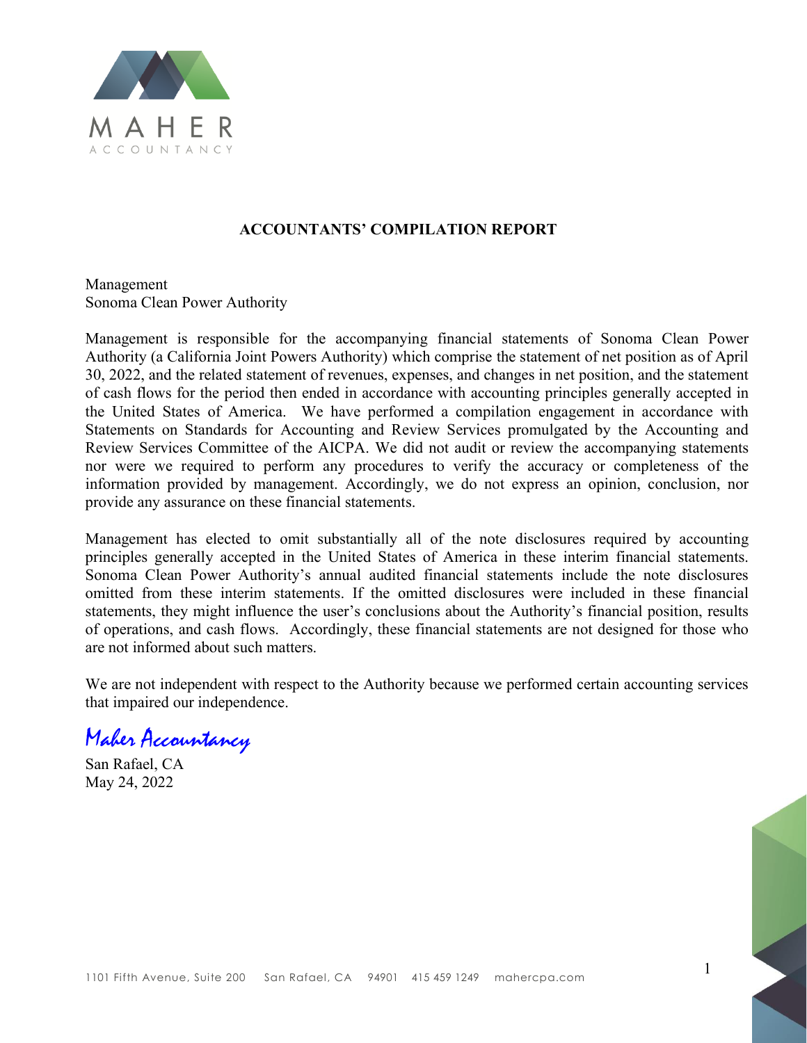MAHER
ACCOUNTANCY

## ACCOUNTANTS' COMPILATION REPORT

Management
Sonoma Clean Power Authority

Management is responsible for the accompanying financial statements of Sonoma Clean Power Authority (a California Joint Powers Authority) which comprise the statement of net position as of April 30, 2022, and the related statement of revenues, expenses, and changes in net position, and the statement of cash flows for the period then ended in accordance with accounting principles generally accepted in the United States of America. We have performed a compilation engagement in accordance with Statements on Standards for Accounting and Review Services promulgated by the Accounting and Review Services Committee of the AICPA. We did not audit or review the accompanying statements nor were we required to perform any procedures to verify the accuracy or completeness of the information provided by management. Accordingly, we do not express an opinion, conclusion, nor provide any assurance on these financial statements.

Management has elected to omit substantially all of the note disclosures required by accounting principles generally accepted in the United States of America in these interim financial statements. Sonoma Clean Power Authority's annual audited financial statements include the note disclosures omitted from these interim statements. If the omitted disclosures were included in these financial statements, they might influence the user's conclusions about the Authority's financial position, results of operations, and cash flows. Accordingly, these financial statements are not designed for those who are not informed about such matters.

We are not independent with respect to the Authority because we performed certain accounting services that impaired our independence.

*Maher Accountancy*

San Rafael, CA
May 24, 2022

1101 Fifth Avenue, Suite 200 San Rafael, CA 94901 415 459 1249 mahercpa.com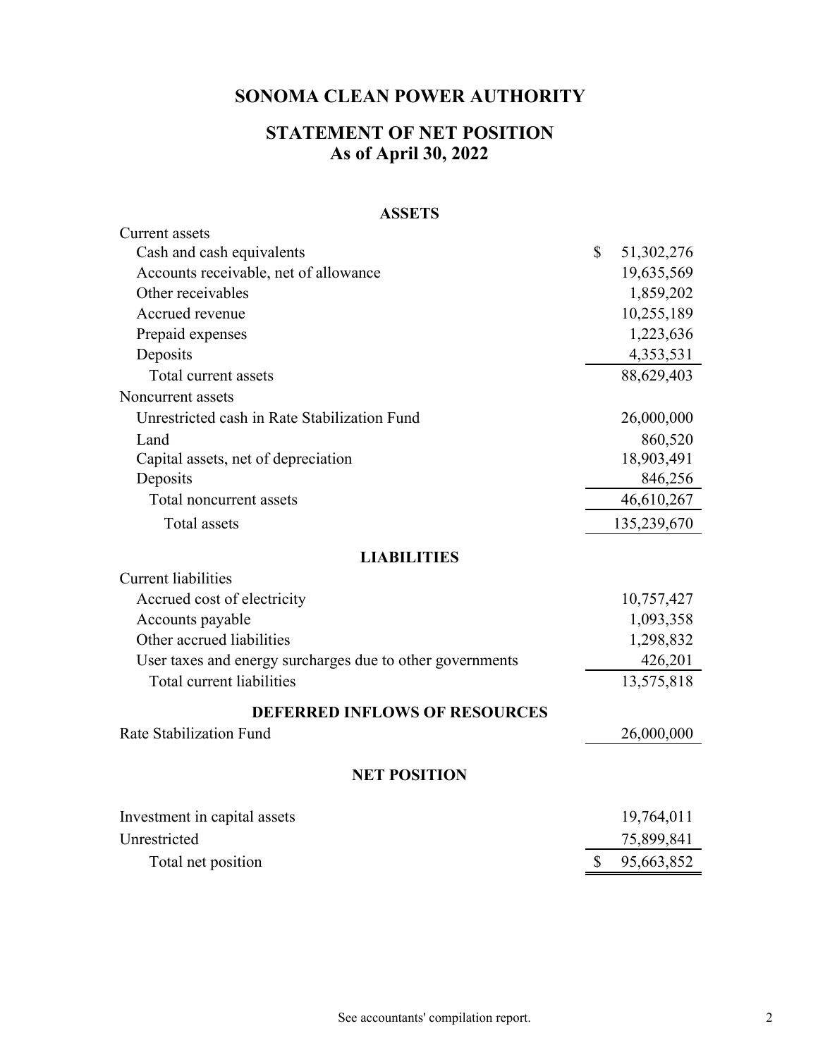# SONOMA CLEAN POWER AUTHORITY

## STATEMENT OF NET POSITION
## As of April 30, 2022

| | |
|---|---|
| **ASSETS** | |
| Current assets | |
| Cash and cash equivalents | $ 51,302,276 |
| Accounts receivable, net of allowance | 19,635,569 |
| Other receivables | 1,859,202 |
| Accrued revenue | 10,255,189 |
| Prepaid expenses | 1,223,636 |
| Deposits | 4,353,531 |
| Total current assets | 88,629,403 |
| Noncurrent assets | |
| Unrestricted cash in Rate Stabilization Fund | 26,000,000 |
| Land | 860,520 |
| Capital assets, net of depreciation | 18,903,491 |
| Deposits | 846,256 |
| Total noncurrent assets | 46,610,267 |
| Total assets | 135,239,670 |
| **LIABILITIES** | |
| Current liabilities | |
| Accrued cost of electricity | 10,757,427 |
| Accounts payable | 1,093,358 |
| Other accrued liabilities | 1,298,832 |
| User taxes and energy surcharges due to other governments | 426,201 |
| Total current liabilities | 13,575,818 |
| **DEFERRED INFLOWS OF RESOURCES** | |
| Rate Stabilization Fund | 26,000,000 |
| **NET POSITION** | |
| Investment in capital assets | 19,764,011 |
| Unrestricted | 75,899,841 |
| Total net position | $ 95,663,852 |

See accountants' compilation report.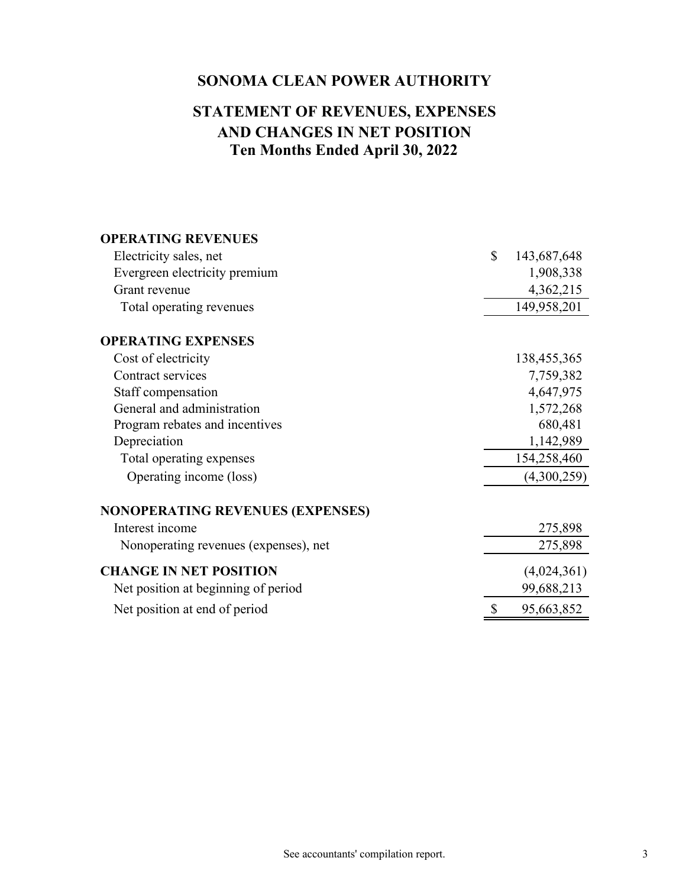# SONOMA CLEAN POWER AUTHORITY

## STATEMENT OF REVENUES, EXPENSES AND CHANGES IN NET POSITION
## Ten Months Ended April 30, 2022

| | |
|---|---|
| **OPERATING REVENUES** | |
| Electricity sales, net | $ 143,687,648 |
| Evergreen electricity premium | 1,908,338 |
| Grant revenue | 4,362,215 |
| Total operating revenues | 149,958,201 |
| **OPERATING EXPENSES** | |
| Cost of electricity | 138,455,365 |
| Contract services | 7,759,382 |
| Staff compensation | 4,647,975 |
| General and administration | 1,572,268 |
| Program rebates and incentives | 680,481 |
| Depreciation | 1,142,989 |
| Total operating expenses | 154,258,460 |
| Operating income (loss) | (4,300,259) |
| **NONOPERATING REVENUES (EXPENSES)** | |
| Interest income | 275,898 |
| Nonoperating revenues (expenses), net | 275,898 |
| **CHANGE IN NET POSITION** | (4,024,361) |
| Net position at beginning of period | 99,688,213 |
| Net position at end of period | $ 95,663,852 |

See accountants' compilation report.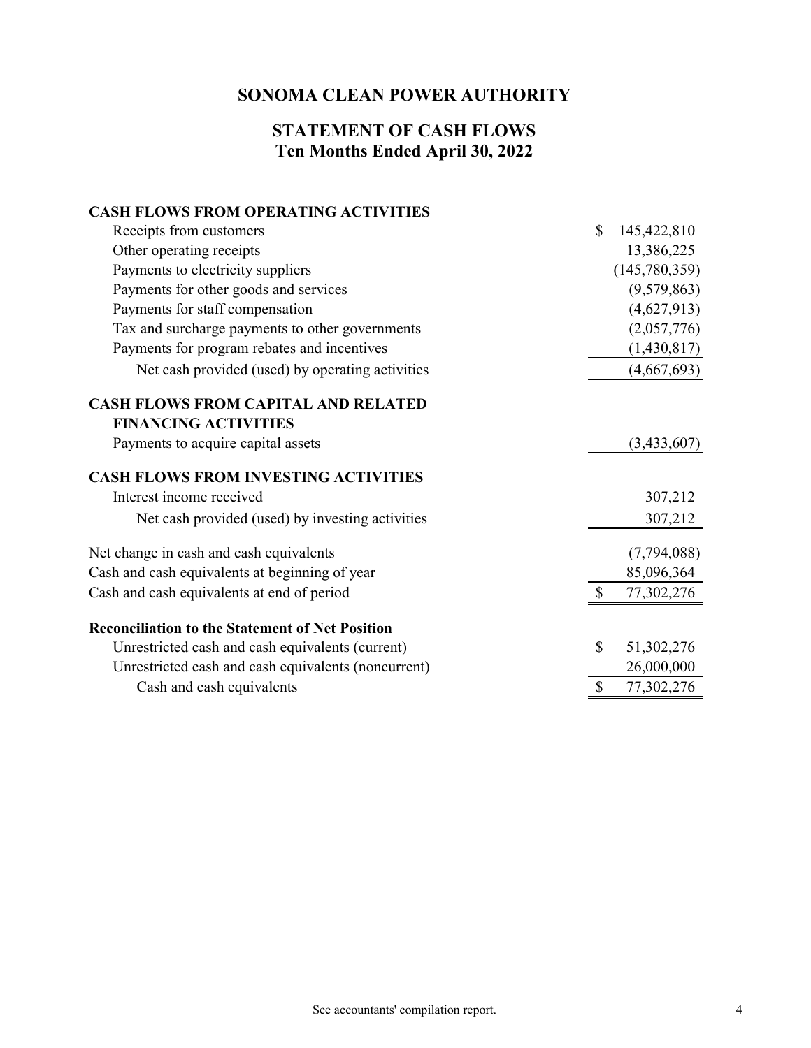# SONOMA CLEAN POWER AUTHORITY

## STATEMENT OF CASH FLOWS
## Ten Months Ended April 30, 2022

| | |
|---|---|
| **CASH FLOWS FROM OPERATING ACTIVITIES** | |
| Receipts from customers | $ 145,422,810 |
| Other operating receipts | 13,386,225 |
| Payments to electricity suppliers | (145,780,359) |
| Payments for other goods and services | (9,579,863) |
| Payments for staff compensation | (4,627,913) |
| Tax and surcharge payments to other governments | (2,057,776) |
| Payments for program rebates and incentives | (1,430,817) |
| Net cash provided (used) by operating activities | (4,667,693) |
| **CASH FLOWS FROM CAPITAL AND RELATED FINANCING ACTIVITIES** | |
| Payments to acquire capital assets | (3,433,607) |
| **CASH FLOWS FROM INVESTING ACTIVITIES** | |
| Interest income received | 307,212 |
| Net cash provided (used) by investing activities | 307,212 |
| Net change in cash and cash equivalents | (7,794,088) |
| Cash and cash equivalents at beginning of year | 85,096,364 |
| Cash and cash equivalents at end of period | $ 77,302,276 |
| **Reconciliation to the Statement of Net Position** | |
| Unrestricted cash and cash equivalents (current) | $ 51,302,276 |
| Unrestricted cash and cash equivalents (noncurrent) | 26,000,000 |
| Cash and cash equivalents | $ 77,302,276 |

See accountants' compilation report.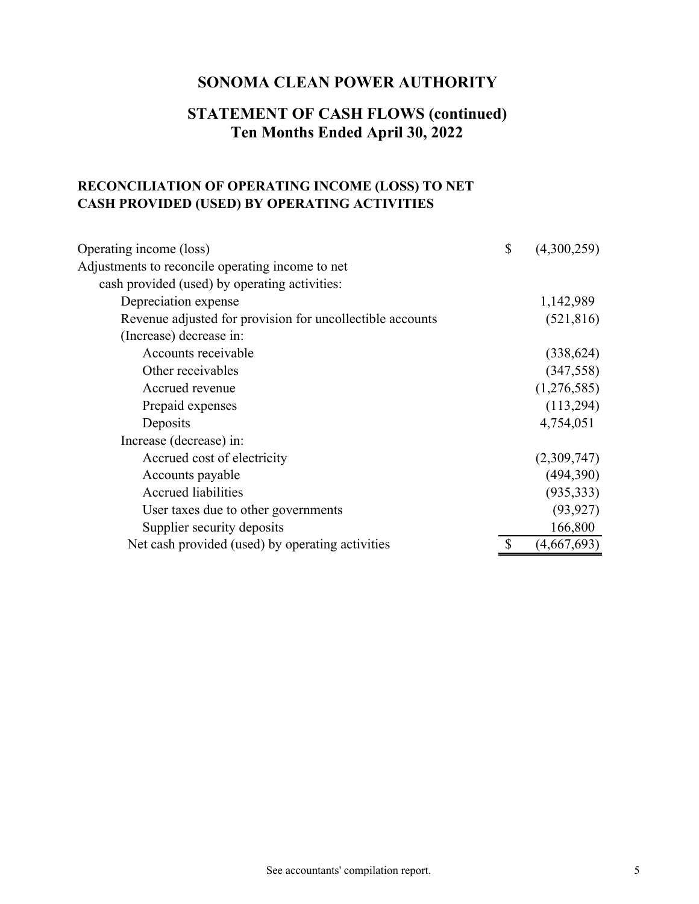# SONOMA CLEAN POWER AUTHORITY

## STATEMENT OF CASH FLOWS (continued)
## Ten Months Ended April 30, 2022

### RECONCILIATION OF OPERATING INCOME (LOSS) TO NET CASH PROVIDED (USED) BY OPERATING ACTIVITIES

| | |
|---|---|
| Operating income (loss) | $ (4,300,259) |
| Adjustments to reconcile operating income to net cash provided (used) by operating activities: | |
| Depreciation expense | 1,142,989 |
| Revenue adjusted for provision for uncollectible accounts | (521,816) |
| (Increase) decrease in: | |
| Accounts receivable | (338,624) |
| Other receivables | (347,558) |
| Accrued revenue | (1,276,585) |
| Prepaid expenses | (113,294) |
| Deposits | 4,754,051 |
| Increase (decrease) in: | |
| Accrued cost of electricity | (2,309,747) |
| Accounts payable | (494,390) |
| Accrued liabilities | (935,333) |
| User taxes due to other governments | (93,927) |
| Supplier security deposits | 166,800 |
| Net cash provided (used) by operating activities | $ (4,667,693) |

See accountants' compilation report.